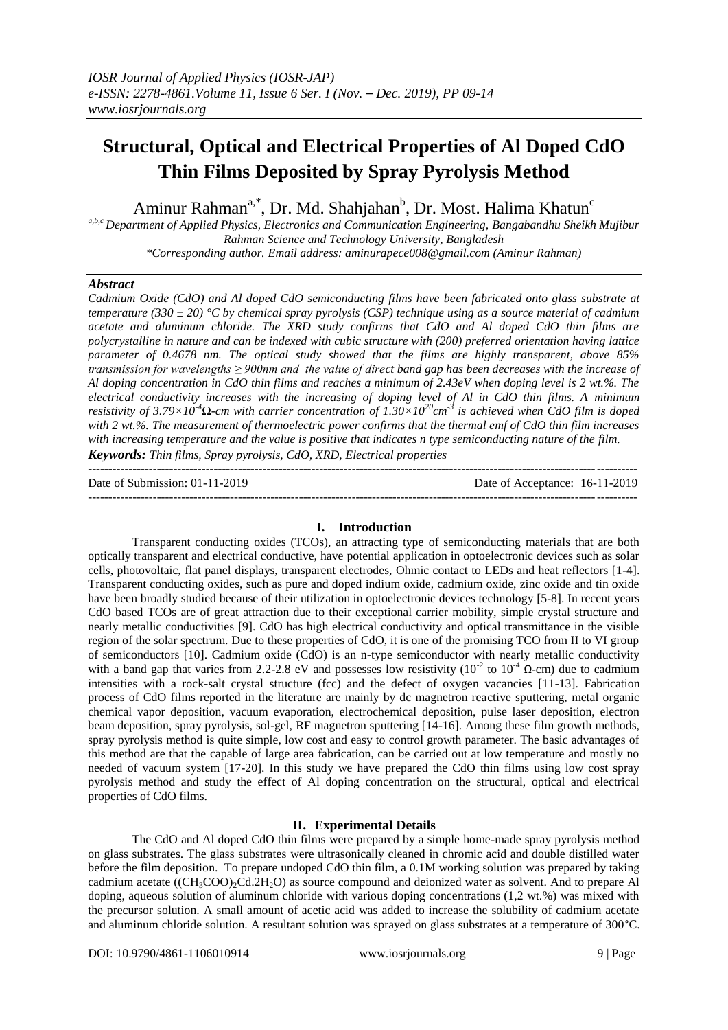# Structural, Optical and Electrical Properties of Al Doped CdO Thin Films Deposited by Spray Pyrolysis Method

Aminur Rahman[a,*], Dr. Md. Shahjahan[b], Dr. Most. Halima Khatun[c]

[a,b,c] Department of Applied Physics, Electronics and Communication Engineering, Bangabandhu Sheikh Mujibur Rahman Science and Technology University, Bangladesh

*Corresponding author. Email address: aminurapece008@gmail.com (Aminur Rahman)

### Abstract

*Cadmium Oxide (CdO) and Al doped CdO semiconducting films have been fabricated onto glass substrate at temperature (330 ± 20) °C by chemical spray pyrolysis (CSP) technique using as a source material of cadmium acetate and aluminum chloride. The XRD study confirms that CdO and Al doped CdO thin films are polycrystalline in nature and can be indexed with cubic structure with (200) preferred orientation having lattice parameter of 0.4678 nm. The optical study showed that the films are highly transparent, above 85% transmission for wavelengths ≥ 900nm and the value of direct band gap has been decreases with the increase of Al doping concentration in CdO thin films and reaches a minimum of 2.43eV when doping level is 2 wt.%. The electrical conductivity increases with the increasing of doping level of Al in CdO thin films. A minimum resistivity of $3.79\times10^{-4}\Omega$-cm with carrier concentration of $1.30\times10^{20}cm^{-3}$ is achieved when CdO film is doped with 2 wt.%. The measurement of thermoelectric power confirms that the thermal emf of CdO thin film increases with increasing temperature and the value is positive that indicates n type semiconducting nature of the film.*

***Keywords:*** *Thin films, Spray pyrolysis, CdO, XRD, Electrical properties*

---

Date of Submission: 01-11-2019 Date of Acceptance: 16-11-2019

---

## I. Introduction

Transparent conducting oxides (TCOs), an attracting type of semiconducting materials that are both optically transparent and electrical conductive, have potential application in optoelectronic devices such as solar cells, photovoltaic, flat panel displays, transparent electrodes, Ohmic contact to LEDs and heat reflectors [1-4]. Transparent conducting oxides, such as pure and doped indium oxide, cadmium oxide, zinc oxide and tin oxide have been broadly studied because of their utilization in optoelectronic devices technology [5-8]. In recent years CdO based TCOs are of great attraction due to their exceptional carrier mobility, simple crystal structure and nearly metallic conductivities [9]. CdO has high electrical conductivity and optical transmittance in the visible region of the solar spectrum. Due to these properties of CdO, it is one of the promising TCO from II to VI group of semiconductors [10]. Cadmium oxide (CdO) is an n-type semiconductor with nearly metallic conductivity with a band gap that varies from 2.2-2.8 eV and possesses low resistivity ($10^{-2}$ to $10^{-4}$ Ω-cm) due to cadmium intensities with a rock-salt crystal structure (fcc) and the defect of oxygen vacancies [11-13]. Fabrication process of CdO films reported in the literature are mainly by dc magnetron reactive sputtering, metal organic chemical vapor deposition, vacuum evaporation, electrochemical deposition, pulse laser deposition, electron beam deposition, spray pyrolysis, sol-gel, RF magnetron sputtering [14-16]. Among these film growth methods, spray pyrolysis method is quite simple, low cost and easy to control growth parameter. The basic advantages of this method are that the capable of large area fabrication, can be carried out at low temperature and mostly no needed of vacuum system [17-20]. In this study we have prepared the CdO thin films using low cost spray pyrolysis method and study the effect of Al doping concentration on the structural, optical and electrical properties of CdO films.

## II. Experimental Details

The CdO and Al doped CdO thin films were prepared by a simple home-made spray pyrolysis method on glass substrates. The glass substrates were ultrasonically cleaned in chromic acid and double distilled water before the film deposition. To prepare undoped CdO thin film, a 0.1M working solution was prepared by taking cadmium acetate ($(CH_3COO)_2Cd.2H_2O$) as source compound and deionized water as solvent. And to prepare Al doping, aqueous solution of aluminum chloride with various doping concentrations (1,2 wt.%) was mixed with the precursor solution. A small amount of acetic acid was added to increase the solubility of cadmium acetate and aluminum chloride solution. A resultant solution was sprayed on glass substrates at a temperature of 300°C.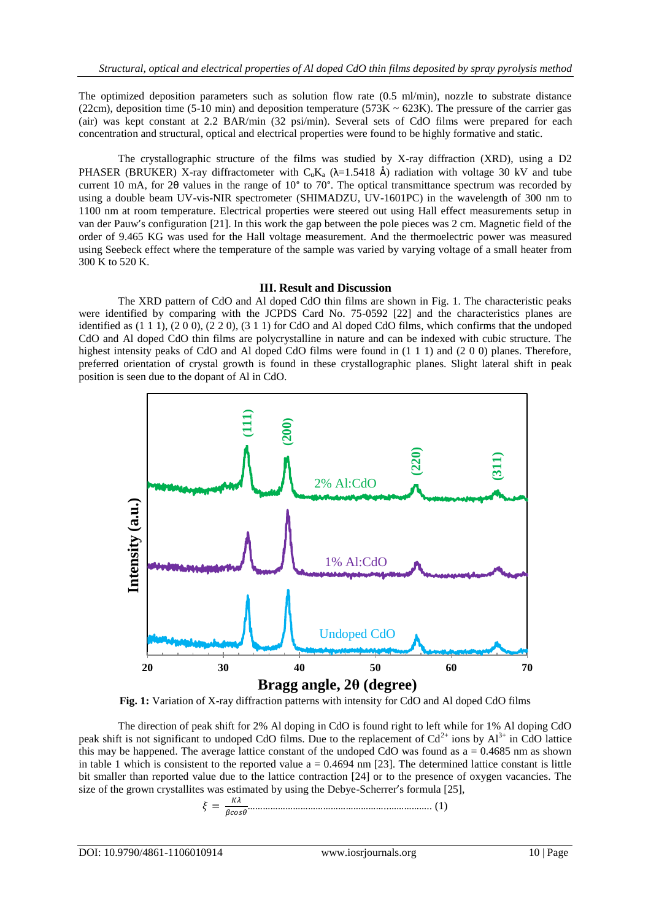The optimized deposition parameters such as solution flow rate (0.5 ml/min), nozzle to substrate distance (22cm), deposition time (5-10 min) and deposition temperature (573K ~ 623K). The pressure of the carrier gas (air) was kept constant at 2.2 BAR/min (32 psi/min). Several sets of CdO films were prepared for each concentration and structural, optical and electrical properties were found to be highly formative and static.

The crystallographic structure of the films was studied by X-ray diffraction (XRD), using a D2 PHASER (BRUKER) X-ray diffractometer with $C_uK_a$ (λ=1.5418 Å) radiation with voltage 30 kV and tube current 10 mA, for 2θ values in the range of 10° to 70°. The optical transmittance spectrum was recorded by using a double beam UV-vis-NIR spectrometer (SHIMADZU, UV-1601PC) in the wavelength of 300 nm to 1100 nm at room temperature. Electrical properties were steered out using Hall effect measurements setup in van der Pauw′s configuration [21]. In this work the gap between the pole pieces was 2 cm. Magnetic field of the order of 9.465 KG was used for the Hall voltage measurement. And the thermoelectric power was measured using Seebeck effect where the temperature of the sample was varied by varying voltage of a small heater from 300 K to 520 K.

## III. Result and Discussion

The XRD pattern of CdO and Al doped CdO thin films are shown in Fig. 1. The characteristic peaks were identified by comparing with the JCPDS Card No. 75-0592 [22] and the characteristics planes are identified as (1 1 1), (2 0 0), (2 2 0), (3 1 1) for CdO and Al doped CdO films, which confirms that the undoped CdO and Al doped CdO thin films are polycrystalline in nature and can be indexed with cubic structure. The highest intensity peaks of CdO and Al doped CdO films were found in (1 1 1) and (2 0 0) planes. Therefore, preferred orientation of crystal growth is found in these crystallographic planes. Slight lateral shift in peak position is seen due to the dopant of Al in CdO.

**Fig. 1:** Variation of X-ray diffraction patterns with intensity for CdO and Al doped CdO films

The direction of peak shift for 2% Al doping in CdO is found right to left while for 1% Al doping CdO peak shift is not significant to undoped CdO films. Due to the replacement of $Cd^{2+}$ ions by $Al^{3+}$ in CdO lattice this may be happened. The average lattice constant of the undoped CdO was found as a = 0.4685 nm as shown in table 1 which is consistent to the reported value a = 0.4694 nm [23]. The determined lattice constant is little bit smaller than reported value due to the lattice contraction [24] or to the presence of oxygen vacancies. The size of the grown crystallites was estimated by using the Debye-Scherrer′s formula [25],

$$\xi = \frac{K\lambda}{\beta cos\theta} \quad (1)$$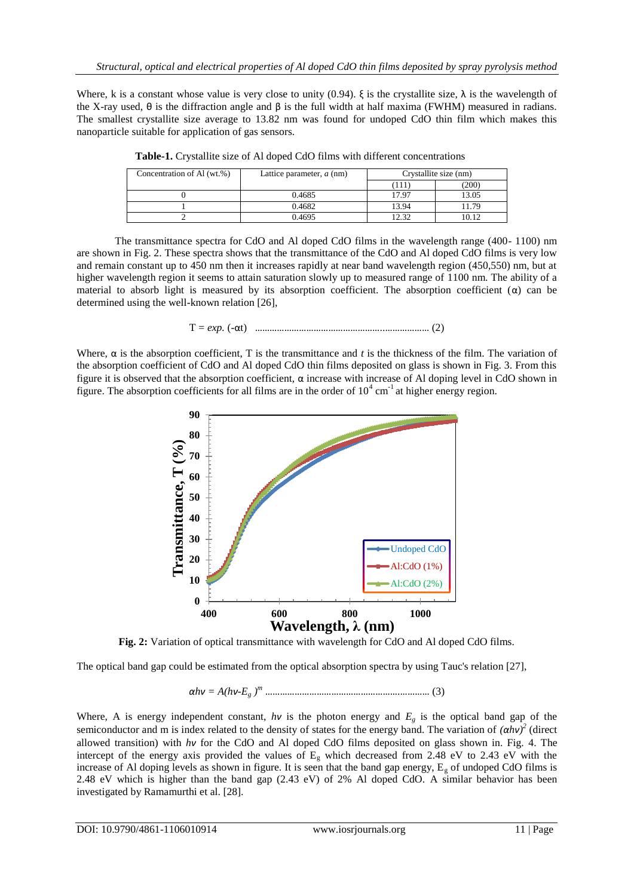Where, k is a constant whose value is very close to unity (0.94). $\xi$ is the crystallite size, $\lambda$ is the wavelength of the X-ray used, $\theta$ is the diffraction angle and $\beta$ is the full width at half maxima (FWHM) measured in radians. The smallest crystallite size average to 13.82 nm was found for undoped CdO thin film which makes this nanoparticle suitable for application of gas sensors.

**Table-1.** Crystallite size of Al doped CdO films with different concentrations

| Concentration of Al (wt.%) | Lattice parameter, *a* (nm) | Crystallite size (nm) | |
|---|---|---|---|
| | | (111) | (200) |
| 0 | 0.4685 | 17.97 | 13.05 |
| 1 | 0.4682 | 13.94 | 11.79 |
| 2 | 0.4695 | 12.32 | 10.12 |

The transmittance spectra for CdO and Al doped CdO films in the wavelength range (400- 1100) nm are shown in Fig. 2. These spectra shows that the transmittance of the CdO and Al doped CdO films is very low and remain constant up to 450 nm then it increases rapidly at near band wavelength region (450,550) nm, but at higher wavelength region it seems to attain saturation slowly up to measured range of 1100 nm. The ability of a material to absorb light is measured by its absorption coefficient. The absorption coefficient ($\alpha$) can be determined using the well-known relation [26],

$$T = exp.\ (-\alpha t) \quad \ldots\ldots\ldots\ldots\ldots\ldots\ldots\ldots\ldots\ldots\ldots\ldots\ldots\ldots (2)$$

Where, $\alpha$ is the absorption coefficient, T is the transmittance and $t$ is the thickness of the film. The variation of the absorption coefficient of CdO and Al doped CdO thin films deposited on glass is shown in Fig. 3. From this figure it is observed that the absorption coefficient, $\alpha$ increase with increase of Al doping level in CdO shown in figure. The absorption coefficients for all films are in the order of $10^4$ $cm^{-1}$ at higher energy region.

**Fig. 2:** Variation of optical transmittance with wavelength for CdO and Al doped CdO films.

The optical band gap could be estimated from the optical absorption spectra by using Tauc's relation [27],

$$\alpha h\nu = A(h\nu - E_g)^m \quad \ldots\ldots\ldots\ldots\ldots\ldots\ldots\ldots\ldots\ldots\ldots\ldots\ldots\ldots (3)$$

Where, A is energy independent constant, $h\nu$ is the photon energy and $E_g$ is the optical band gap of the semiconductor and m is index related to the density of states for the energy band. The variation of $(\alpha h\nu)^2$ (direct allowed transition) with $h\nu$ for the CdO and Al doped CdO films deposited on glass shown in. Fig. 4. The intercept of the energy axis provided the values of $E_g$ which decreased from 2.48 eV to 2.43 eV with the increase of Al doping levels as shown in figure. It is seen that the band gap energy, $E_g$ of undoped CdO films is 2.48 eV which is higher than the band gap (2.43 eV) of 2% Al doped CdO. A similar behavior has been investigated by Ramamurthi et al. [28].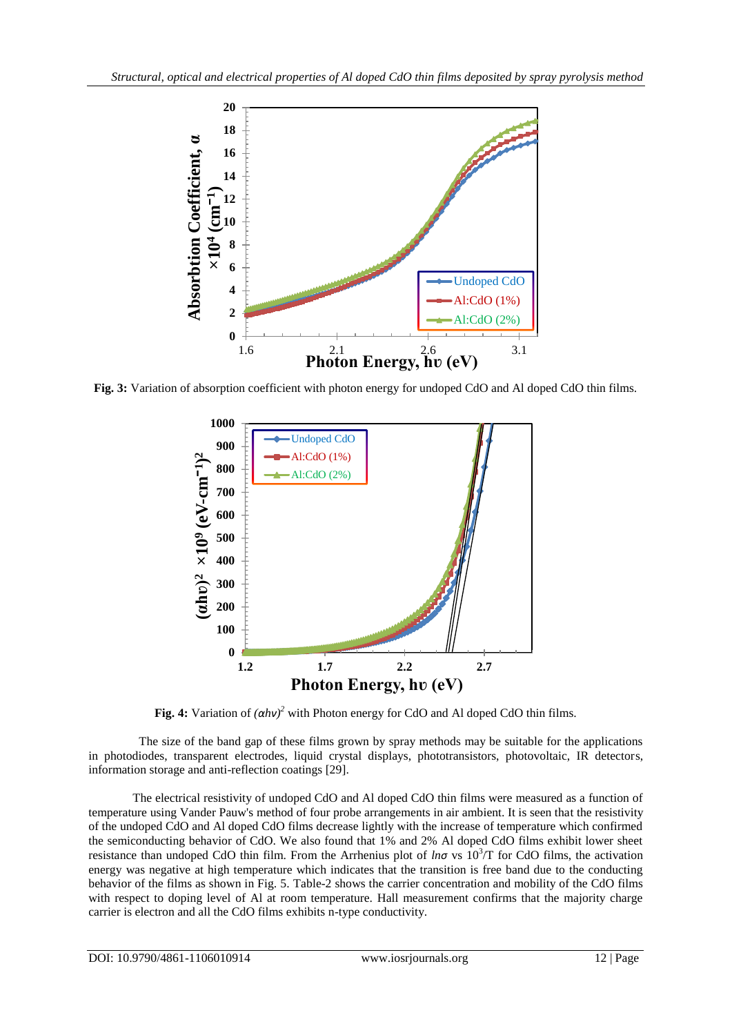**Fig. 3:** Variation of absorption coefficient with photon energy for undoped CdO and Al doped CdO thin films.

**Fig. 4:** Variation of $(\alpha h\nu)^2$ with Photon energy for CdO and Al doped CdO thin films.

The size of the band gap of these films grown by spray methods may be suitable for the applications in photodiodes, transparent electrodes, liquid crystal displays, phototransistors, photovoltaic, IR detectors, information storage and anti-reflection coatings [29].

The electrical resistivity of undoped CdO and Al doped CdO thin films were measured as a function of temperature using Vander Pauw's method of four probe arrangements in air ambient. It is seen that the resistivity of the undoped CdO and Al doped CdO films decrease lightly with the increase of temperature which confirmed the semiconducting behavior of CdO. We also found that 1% and 2% Al doped CdO films exhibit lower sheet resistance than undoped CdO thin film. From the Arrhenius plot of $\ln\sigma$ vs $10^3/T$ for CdO films, the activation energy was negative at high temperature which indicates that the transition is free band due to the conducting behavior of the films as shown in Fig. 5. Table-2 shows the carrier concentration and mobility of the CdO films with respect to doping level of Al at room temperature. Hall measurement confirms that the majority charge carrier is electron and all the CdO films exhibits n-type conductivity.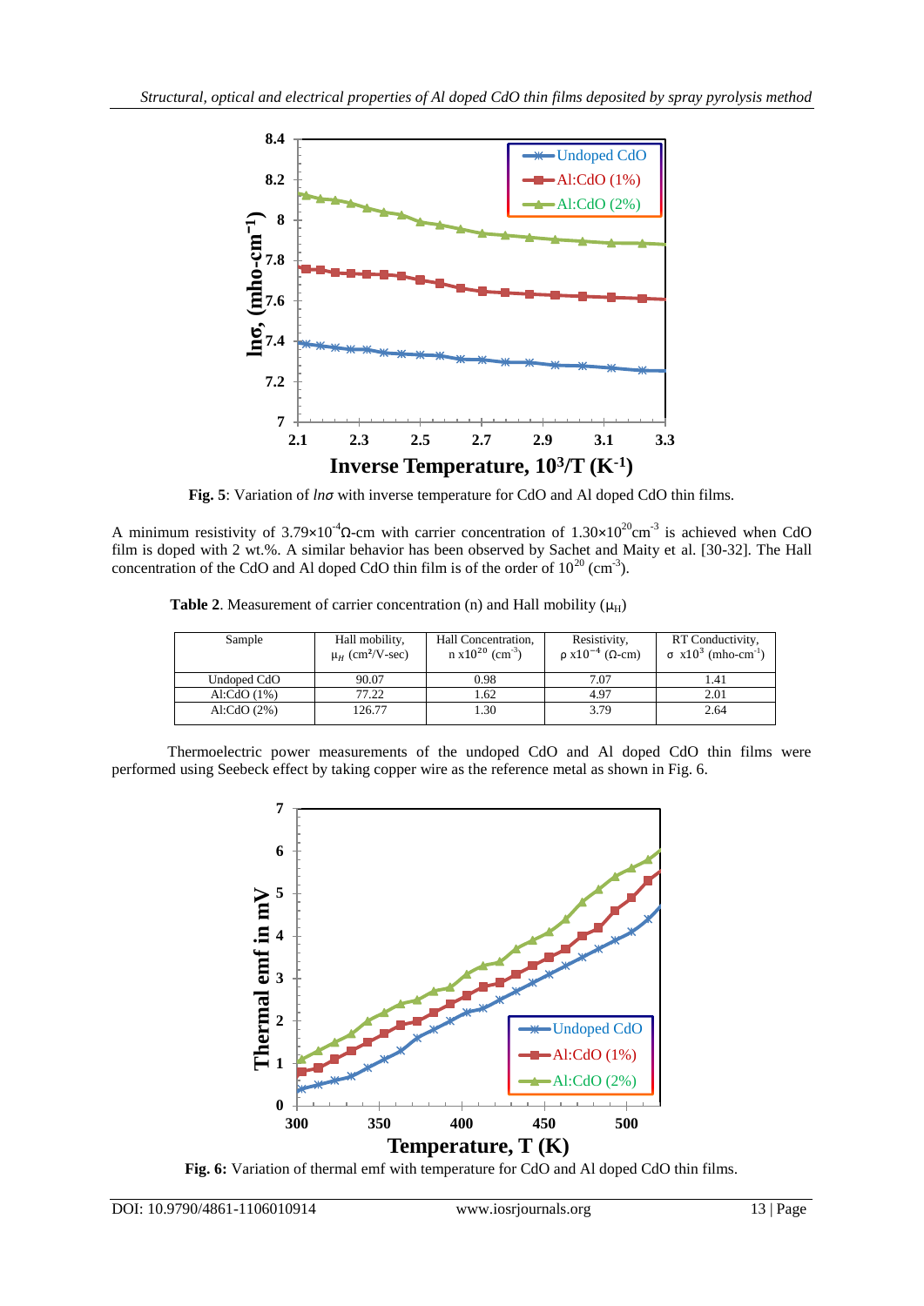Fig. 5: Variation of $ln\sigma$ with inverse temperature for CdO and Al doped CdO thin films.

A minimum resistivity of $3.79\times10^{-4}\Omega$-cm with carrier concentration of $1.30\times10^{20}cm^{-3}$ is achieved when CdO film is doped with 2 wt.%. A similar behavior has been observed by Sachet and Maity et al. [30-32]. The Hall concentration of the CdO and Al doped CdO thin film is of the order of $10^{20}$ ($cm^{-3}$).

**Table 2**. Measurement of carrier concentration (n) and Hall mobility ($\mu_H$)

| Sample | Hall mobility, $\mu_H$ ($cm^2$/V-sec) | Hall Concentration, n $x10^{20}$ ($cm^{-3}$) | Resistivity, $\rho$ $x10^{-4}$ ($\Omega$-cm) | RT Conductivity, $\sigma$ $x10^{3}$ (mho-$cm^{-1}$) |
|---|---|---|---|---|
| Undoped CdO | 90.07 | 0.98 | 7.07 | 1.41 |
| Al:CdO (1%) | 77.22 | 1.62 | 4.97 | 2.01 |
| Al:CdO (2%) | 126.77 | 1.30 | 3.79 | 2.64 |

Thermoelectric power measurements of the undoped CdO and Al doped CdO thin films were performed using Seebeck effect by taking copper wire as the reference metal as shown in Fig. 6.

**Fig. 6:** Variation of thermal emf with temperature for CdO and Al doped CdO thin films.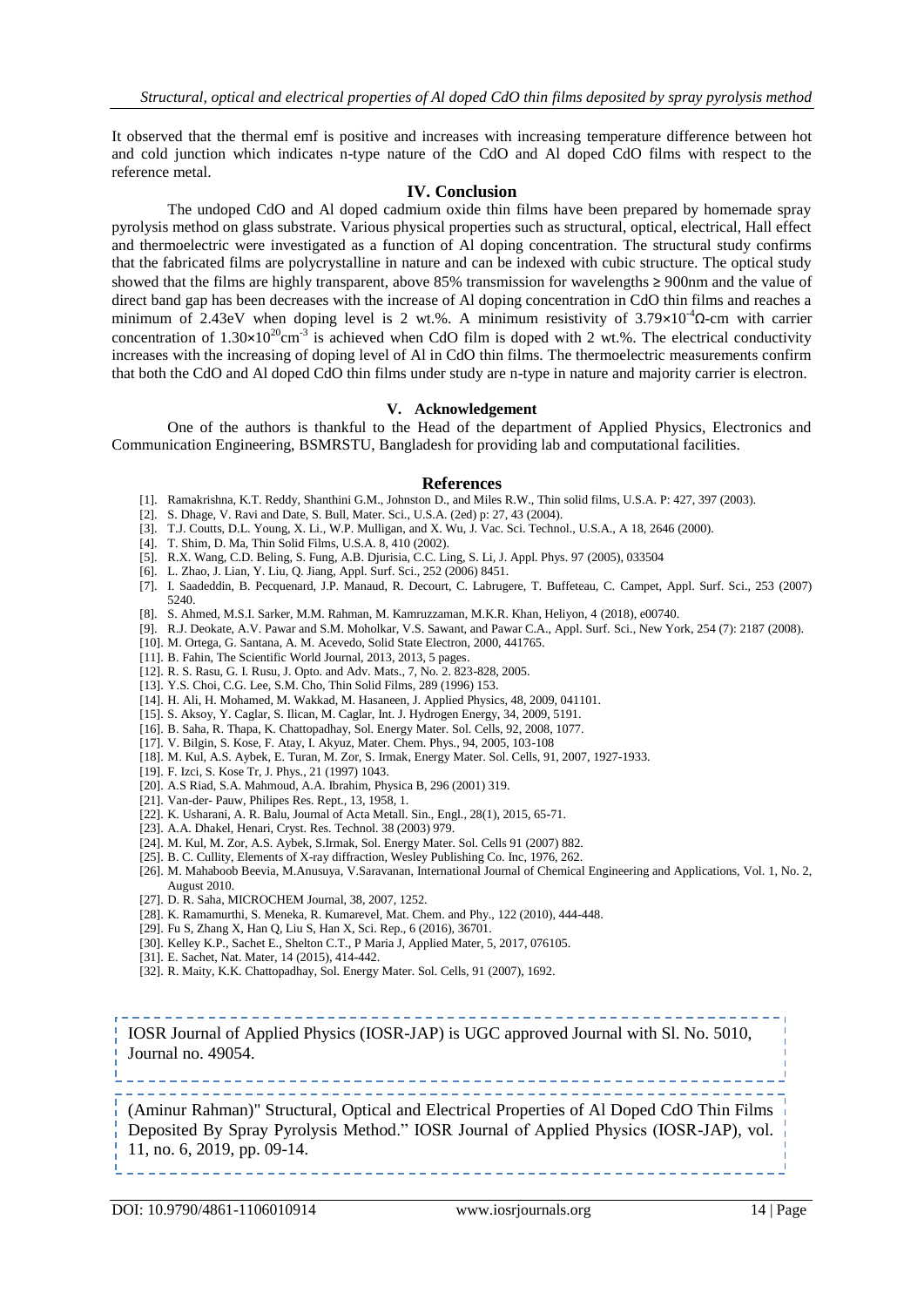It observed that the thermal emf is positive and increases with increasing temperature difference between hot and cold junction which indicates n-type nature of the CdO and Al doped CdO films with respect to the reference metal.

## IV. Conclusion

The undoped CdO and Al doped cadmium oxide thin films have been prepared by homemade spray pyrolysis method on glass substrate. Various physical properties such as structural, optical, electrical, Hall effect and thermoelectric were investigated as a function of Al doping concentration. The structural study confirms that the fabricated films are polycrystalline in nature and can be indexed with cubic structure. The optical study showed that the films are highly transparent, above 85% transmission for wavelengths ≥ 900nm and the value of direct band gap has been decreases with the increase of Al doping concentration in CdO thin films and reaches a minimum of 2.43eV when doping level is 2 wt.%. A minimum resistivity of $3.79\times10^{-4}\Omega$-cm with carrier concentration of $1.30\times10^{20}cm^{-3}$ is achieved when CdO film is doped with 2 wt.%. The electrical conductivity increases with the increasing of doping level of Al in CdO thin films. The thermoelectric measurements confirm that both the CdO and Al doped CdO thin films under study are n-type in nature and majority carrier is electron.

## V. Acknowledgement

One of the authors is thankful to the Head of the department of Applied Physics, Electronics and Communication Engineering, BSMRSTU, Bangladesh for providing lab and computational facilities.

## References

[1]. Ramakrishna, K.T. Reddy, Shanthini G.M., Johnston D., and Miles R.W., Thin solid films, U.S.A. P: 427, 397 (2003).
[2]. S. Dhage, V. Ravi and Date, S. Bull, Mater. Sci., U.S.A. (2ed) p: 27, 43 (2004).
[3]. T.J. Coutts, D.L. Young, X. Li., W.P. Mulligan, and X. Wu, J. Vac. Sci. Technol., U.S.A., A 18, 2646 (2000).
[4]. T. Shim, D. Ma, Thin Solid Films, U.S.A. 8, 410 (2002).
[5]. R.X. Wang, C.D. Beling, S. Fung, A.B. Djurisia, C.C. Ling, S. Li, J. Appl. Phys. 97 (2005), 033504
[6]. L. Zhao, J. Lian, Y. Liu, Q. Jiang, Appl. Surf. Sci., 252 (2006) 8451.
[7]. I. Saadeddin, B. Pecquenard, J.P. Manaud, R. Decourt, C. Labrugere, T. Buffeteau, C. Campet, Appl. Surf. Sci., 253 (2007) 5240.
[8]. S. Ahmed, M.S.I. Sarker, M.M. Rahman, M. Kamruzzaman, M.K.R. Khan, Heliyon, 4 (2018), e00740.
[9]. R.J. Deokate, A.V. Pawar and S.M. Moholkar, V.S. Sawant, and Pawar C.A., Appl. Surf. Sci., New York, 254 (7): 2187 (2008).
[10]. M. Ortega, G. Santana, A. M. Acevedo, Solid State Electron, 2000, 441765.
[11]. B. Fahin, The Scientific World Journal, 2013, 2013, 5 pages.
[12]. R. S. Rasu, G. I. Rusu, J. Opto. and Adv. Mats., 7, No. 2. 823-828, 2005.
[13]. Y.S. Choi, C.G. Lee, S.M. Cho, Thin Solid Films, 289 (1996) 153.
[14]. H. Ali, H. Mohamed, M. Wakkad, M. Hasaneen, J. Applied Physics, 48, 2009, 041101.
[15]. S. Aksoy, Y. Caglar, S. Ilican, M. Caglar, Int. J. Hydrogen Energy, 34, 2009, 5191.
[16]. B. Saha, R. Thapa, K. Chattopadhay, Sol. Energy Mater. Sol. Cells, 92, 2008, 1077.
[17]. V. Bilgin, S. Kose, F. Atay, I. Akyuz, Mater. Chem. Phys., 94, 2005, 103-108
[18]. M. Kul, A.S. Aybek, E. Turan, M. Zor, S. Irmak, Energy Mater. Sol. Cells, 91, 2007, 1927-1933.
[19]. F. Izci, S. Kose Tr, J. Phys., 21 (1997) 1043.
[20]. A.S Riad, S.A. Mahmoud, A.A. Ibrahim, Physica B, 296 (2001) 319.
[21]. Van-der- Pauw, Philipes Res. Rept., 13, 1958, 1.
[22]. K. Usharani, A. R. Balu, Journal of Acta Metall. Sin., Engl., 28(1), 2015, 65-71.
[23]. A.A. Dhakel, Henari, Cryst. Res. Technol. 38 (2003) 979.
[24]. M. Kul, M. Zor, A.S. Aybek, S.Irmak, Sol. Energy Mater. Sol. Cells 91 (2007) 882.
[25]. B. C. Cullity, Elements of X-ray diffraction, Wesley Publishing Co. Inc, 1976, 262.
[26]. M. Mahaboob Beevia, M.Anusuya, V.Saravanan, International Journal of Chemical Engineering and Applications, Vol. 1, No. 2, August 2010.
[27]. D. R. Saha, MICROCHEM Journal, 38, 2007, 1252.
[28]. K. Ramamurthi, S. Meneka, R. Kumarevel, Mat. Chem. and Phy., 122 (2010), 444-448.
[29]. Fu S, Zhang X, Han Q, Liu S, Han X, Sci. Rep., 6 (2016), 36701.
[30]. Kelley K.P., Sachet E., Shelton C.T., P Maria J, Applied Mater, 5, 2017, 076105.
[31]. E. Sachet, Nat. Mater, 14 (2015), 414-442.
[32]. R. Maity, K.K. Chattopadhay, Sol. Energy Mater. Sol. Cells, 91 (2007), 1692.

IOSR Journal of Applied Physics (IOSR-JAP) is UGC approved Journal with Sl. No. 5010, Journal no. 49054.

(Aminur Rahman)" Structural, Optical and Electrical Properties of Al Doped CdO Thin Films Deposited By Spray Pyrolysis Method." IOSR Journal of Applied Physics (IOSR-JAP), vol. 11, no. 6, 2019, pp. 09-14.